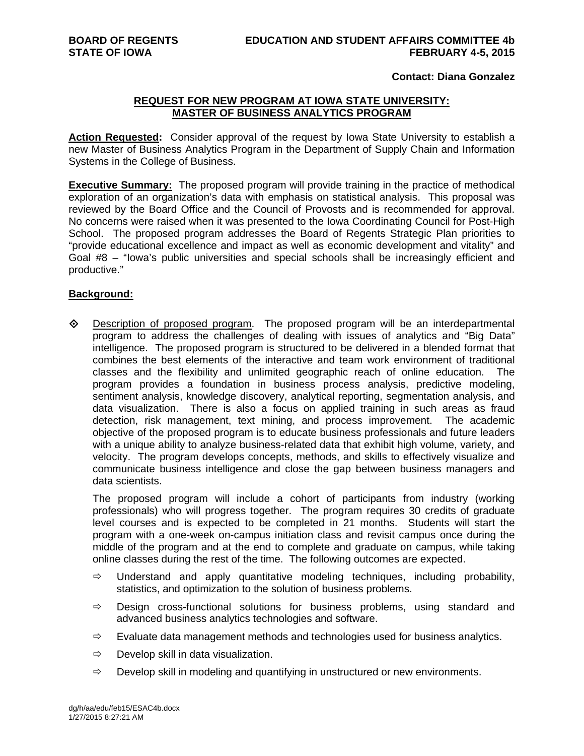**BOARD OF REGENTS** **EDUCATION AND STUDENT AFFAIRS COMMITTEE 4b**
**STATE OF IOWA** **FEBRUARY 4-5, 2015**

**Contact: Diana Gonzalez**

## REQUEST FOR NEW PROGRAM AT IOWA STATE UNIVERSITY: MASTER OF BUSINESS ANALYTICS PROGRAM

**Action Requested:** Consider approval of the request by Iowa State University to establish a new Master of Business Analytics Program in the Department of Supply Chain and Information Systems in the College of Business.

**Executive Summary:** The proposed program will provide training in the practice of methodical exploration of an organization's data with emphasis on statistical analysis. This proposal was reviewed by the Board Office and the Council of Provosts and is recommended for approval. No concerns were raised when it was presented to the Iowa Coordinating Council for Post-High School. The proposed program addresses the Board of Regents Strategic Plan priorities to "provide educational excellence and impact as well as economic development and vitality" and Goal #8 – "Iowa's public universities and special schools shall be increasingly efficient and productive."

**Background:**

- Description of proposed program. The proposed program will be an interdepartmental program to address the challenges of dealing with issues of analytics and "Big Data" intelligence. The proposed program is structured to be delivered in a blended format that combines the best elements of the interactive and team work environment of traditional classes and the flexibility and unlimited geographic reach of online education. The program provides a foundation in business process analysis, predictive modeling, sentiment analysis, knowledge discovery, analytical reporting, segmentation analysis, and data visualization. There is also a focus on applied training in such areas as fraud detection, risk management, text mining, and process improvement. The academic objective of the proposed program is to educate business professionals and future leaders with a unique ability to analyze business-related data that exhibit high volume, variety, and velocity. The program develops concepts, methods, and skills to effectively visualize and communicate business intelligence and close the gap between business managers and data scientists.

  The proposed program will include a cohort of participants from industry (working professionals) who will progress together. The program requires 30 credits of graduate level courses and is expected to be completed in 21 months. Students will start the program with a one-week on-campus initiation class and revisit campus once during the middle of the program and at the end to complete and graduate on campus, while taking online classes during the rest of the time. The following outcomes are expected.

  - Understand and apply quantitative modeling techniques, including probability, statistics, and optimization to the solution of business problems.
  - Design cross-functional solutions for business problems, using standard and advanced business analytics technologies and software.
  - Evaluate data management methods and technologies used for business analytics.
  - Develop skill in data visualization.
  - Develop skill in modeling and quantifying in unstructured or new environments.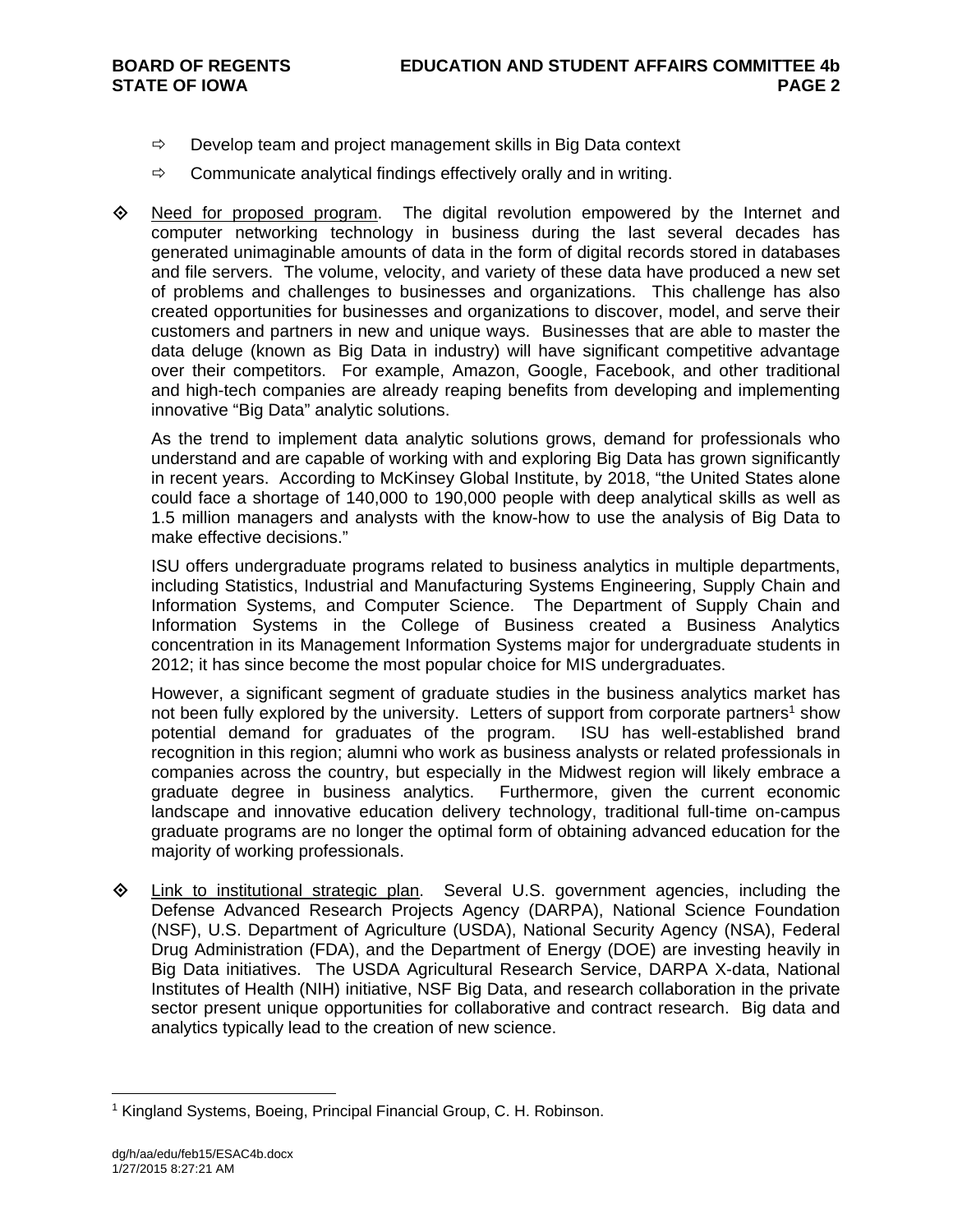- Develop team and project management skills in Big Data context
- Communicate analytical findings effectively orally and in writing.

- Need for proposed program. The digital revolution empowered by the Internet and computer networking technology in business during the last several decades has generated unimaginable amounts of data in the form of digital records stored in databases and file servers. The volume, velocity, and variety of these data have produced a new set of problems and challenges to businesses and organizations. This challenge has also created opportunities for businesses and organizations to discover, model, and serve their customers and partners in new and unique ways. Businesses that are able to master the data deluge (known as Big Data in industry) will have significant competitive advantage over their competitors. For example, Amazon, Google, Facebook, and other traditional and high-tech companies are already reaping benefits from developing and implementing innovative "Big Data" analytic solutions.

  As the trend to implement data analytic solutions grows, demand for professionals who understand and are capable of working with and exploring Big Data has grown significantly in recent years. According to McKinsey Global Institute, by 2018, "the United States alone could face a shortage of 140,000 to 190,000 people with deep analytical skills as well as 1.5 million managers and analysts with the know-how to use the analysis of Big Data to make effective decisions."

  ISU offers undergraduate programs related to business analytics in multiple departments, including Statistics, Industrial and Manufacturing Systems Engineering, Supply Chain and Information Systems, and Computer Science. The Department of Supply Chain and Information Systems in the College of Business created a Business Analytics concentration in its Management Information Systems major for undergraduate students in 2012; it has since become the most popular choice for MIS undergraduates.

  However, a significant segment of graduate studies in the business analytics market has not been fully explored by the university. Letters of support from corporate partners[1] show potential demand for graduates of the program. ISU has well-established brand recognition in this region; alumni who work as business analysts or related professionals in companies across the country, but especially in the Midwest region will likely embrace a graduate degree in business analytics. Furthermore, given the current economic landscape and innovative education delivery technology, traditional full-time on-campus graduate programs are no longer the optimal form of obtaining advanced education for the majority of working professionals.

- Link to institutional strategic plan. Several U.S. government agencies, including the Defense Advanced Research Projects Agency (DARPA), National Science Foundation (NSF), U.S. Department of Agriculture (USDA), National Security Agency (NSA), Federal Drug Administration (FDA), and the Department of Energy (DOE) are investing heavily in Big Data initiatives. The USDA Agricultural Research Service, DARPA X-data, National Institutes of Health (NIH) initiative, NSF Big Data, and research collaboration in the private sector present unique opportunities for collaborative and contract research. Big data and analytics typically lead to the creation of new science.

---

[1] Kingland Systems, Boeing, Principal Financial Group, C. H. Robinson.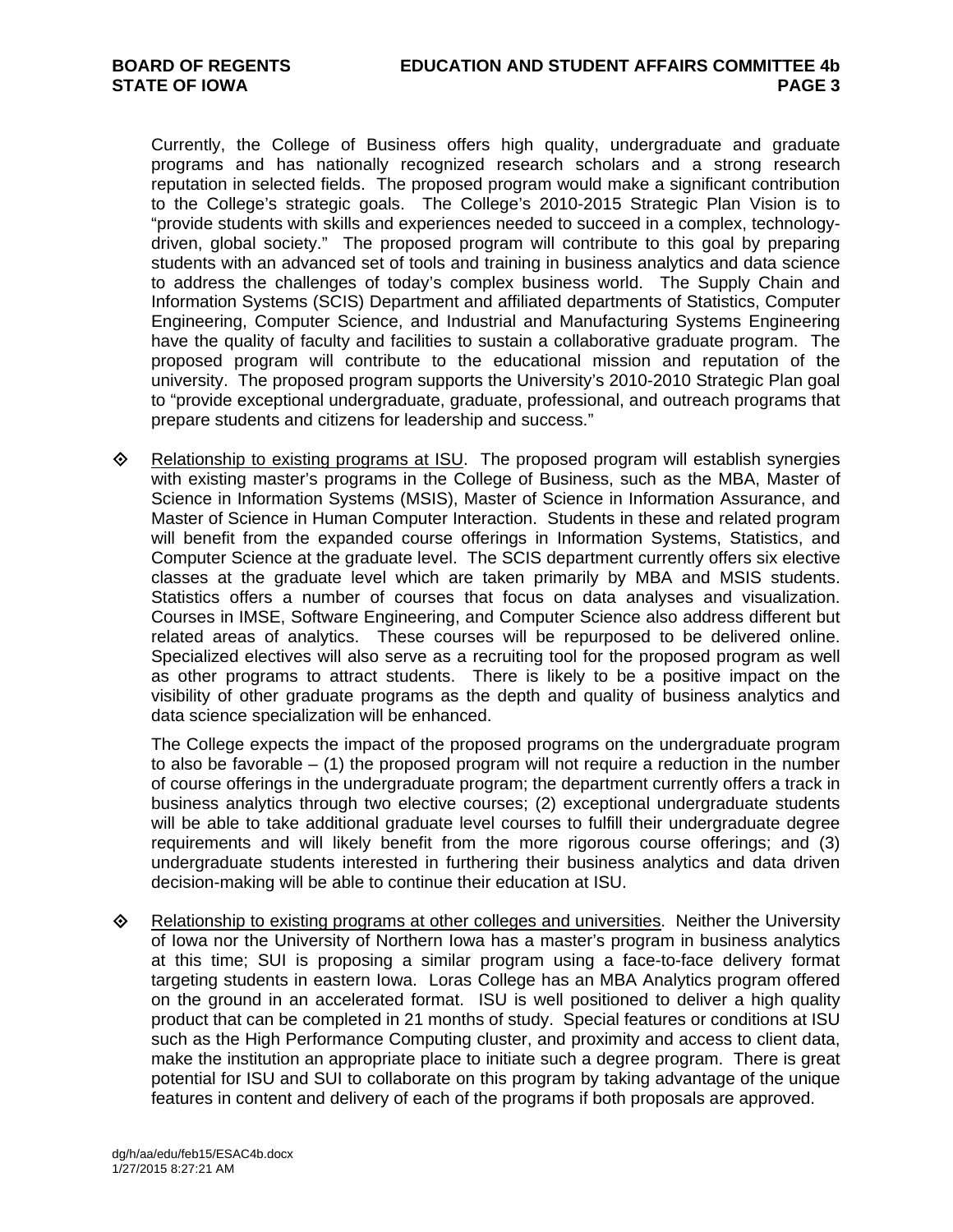Currently, the College of Business offers high quality, undergraduate and graduate programs and has nationally recognized research scholars and a strong research reputation in selected fields. The proposed program would make a significant contribution to the College's strategic goals. The College's 2010-2015 Strategic Plan Vision is to "provide students with skills and experiences needed to succeed in a complex, technology-driven, global society." The proposed program will contribute to this goal by preparing students with an advanced set of tools and training in business analytics and data science to address the challenges of today's complex business world. The Supply Chain and Information Systems (SCIS) Department and affiliated departments of Statistics, Computer Engineering, Computer Science, and Industrial and Manufacturing Systems Engineering have the quality of faculty and facilities to sustain a collaborative graduate program. The proposed program will contribute to the educational mission and reputation of the university. The proposed program supports the University's 2010-2010 Strategic Plan goal to "provide exceptional undergraduate, graduate, professional, and outreach programs that prepare students and citizens for leadership and success."

- Relationship to existing programs at ISU. The proposed program will establish synergies with existing master's programs in the College of Business, such as the MBA, Master of Science in Information Systems (MSIS), Master of Science in Information Assurance, and Master of Science in Human Computer Interaction. Students in these and related program will benefit from the expanded course offerings in Information Systems, Statistics, and Computer Science at the graduate level. The SCIS department currently offers six elective classes at the graduate level which are taken primarily by MBA and MSIS students. Statistics offers a number of courses that focus on data analyses and visualization. Courses in IMSE, Software Engineering, and Computer Science also address different but related areas of analytics. These courses will be repurposed to be delivered online. Specialized electives will also serve as a recruiting tool for the proposed program as well as other programs to attract students. There is likely to be a positive impact on the visibility of other graduate programs as the depth and quality of business analytics and data science specialization will be enhanced.

  The College expects the impact of the proposed programs on the undergraduate program to also be favorable – (1) the proposed program will not require a reduction in the number of course offerings in the undergraduate program; the department currently offers a track in business analytics through two elective courses; (2) exceptional undergraduate students will be able to take additional graduate level courses to fulfill their undergraduate degree requirements and will likely benefit from the more rigorous course offerings; and (3) undergraduate students interested in furthering their business analytics and data driven decision-making will be able to continue their education at ISU.

- Relationship to existing programs at other colleges and universities. Neither the University of Iowa nor the University of Northern Iowa has a master's program in business analytics at this time; SUI is proposing a similar program using a face-to-face delivery format targeting students in eastern Iowa. Loras College has an MBA Analytics program offered on the ground in an accelerated format. ISU is well positioned to deliver a high quality product that can be completed in 21 months of study. Special features or conditions at ISU such as the High Performance Computing cluster, and proximity and access to client data, make the institution an appropriate place to initiate such a degree program. There is great potential for ISU and SUI to collaborate on this program by taking advantage of the unique features in content and delivery of each of the programs if both proposals are approved.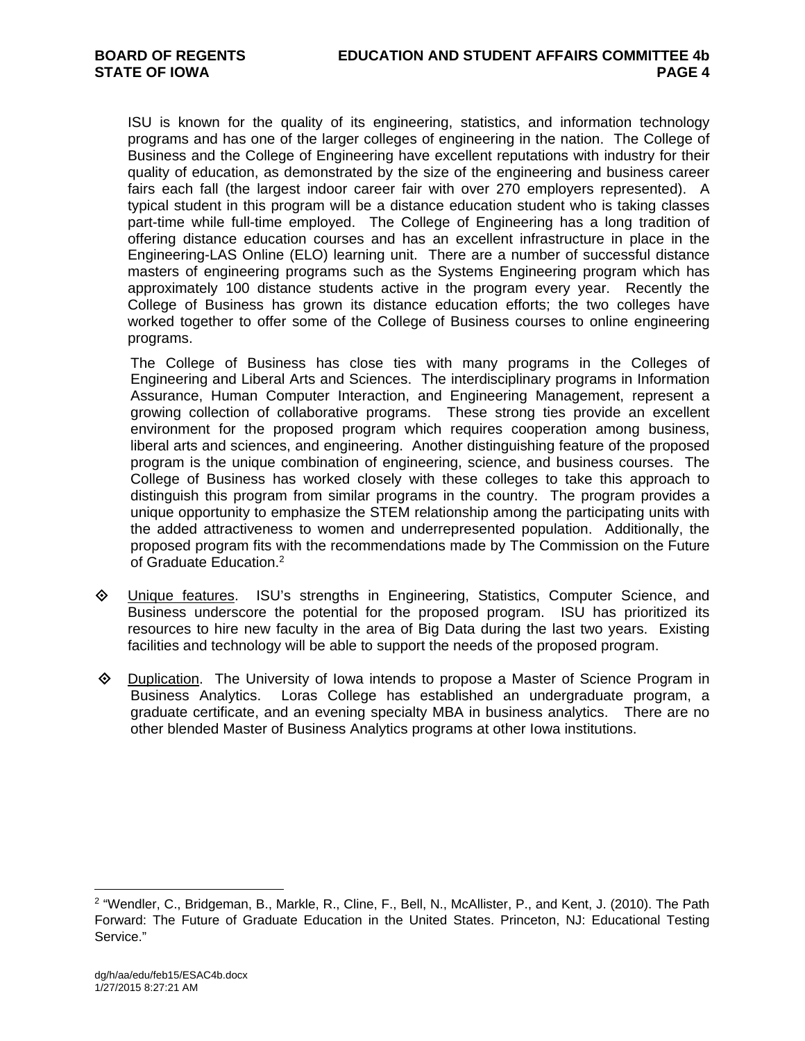ISU is known for the quality of its engineering, statistics, and information technology programs and has one of the larger colleges of engineering in the nation. The College of Business and the College of Engineering have excellent reputations with industry for their quality of education, as demonstrated by the size of the engineering and business career fairs each fall (the largest indoor career fair with over 270 employers represented). A typical student in this program will be a distance education student who is taking classes part-time while full-time employed. The College of Engineering has a long tradition of offering distance education courses and has an excellent infrastructure in place in the Engineering-LAS Online (ELO) learning unit. There are a number of successful distance masters of engineering programs such as the Systems Engineering program which has approximately 100 distance students active in the program every year. Recently the College of Business has grown its distance education efforts; the two colleges have worked together to offer some of the College of Business courses to online engineering programs.

The College of Business has close ties with many programs in the Colleges of Engineering and Liberal Arts and Sciences. The interdisciplinary programs in Information Assurance, Human Computer Interaction, and Engineering Management, represent a growing collection of collaborative programs. These strong ties provide an excellent environment for the proposed program which requires cooperation among business, liberal arts and sciences, and engineering. Another distinguishing feature of the proposed program is the unique combination of engineering, science, and business courses. The College of Business has worked closely with these colleges to take this approach to distinguish this program from similar programs in the country. The program provides a unique opportunity to emphasize the STEM relationship among the participating units with the added attractiveness to women and underrepresented population. Additionally, the proposed program fits with the recommendations made by The Commission on the Future of Graduate Education.[2]

- Unique features. ISU's strengths in Engineering, Statistics, Computer Science, and Business underscore the potential for the proposed program. ISU has prioritized its resources to hire new faculty in the area of Big Data during the last two years. Existing facilities and technology will be able to support the needs of the proposed program.

- Duplication. The University of Iowa intends to propose a Master of Science Program in Business Analytics. Loras College has established an undergraduate program, a graduate certificate, and an evening specialty MBA in business analytics. There are no other blended Master of Business Analytics programs at other Iowa institutions.

---

[2] "Wendler, C., Bridgeman, B., Markle, R., Cline, F., Bell, N., McAllister, P., and Kent, J. (2010). The Path Forward: The Future of Graduate Education in the United States. Princeton, NJ: Educational Testing Service."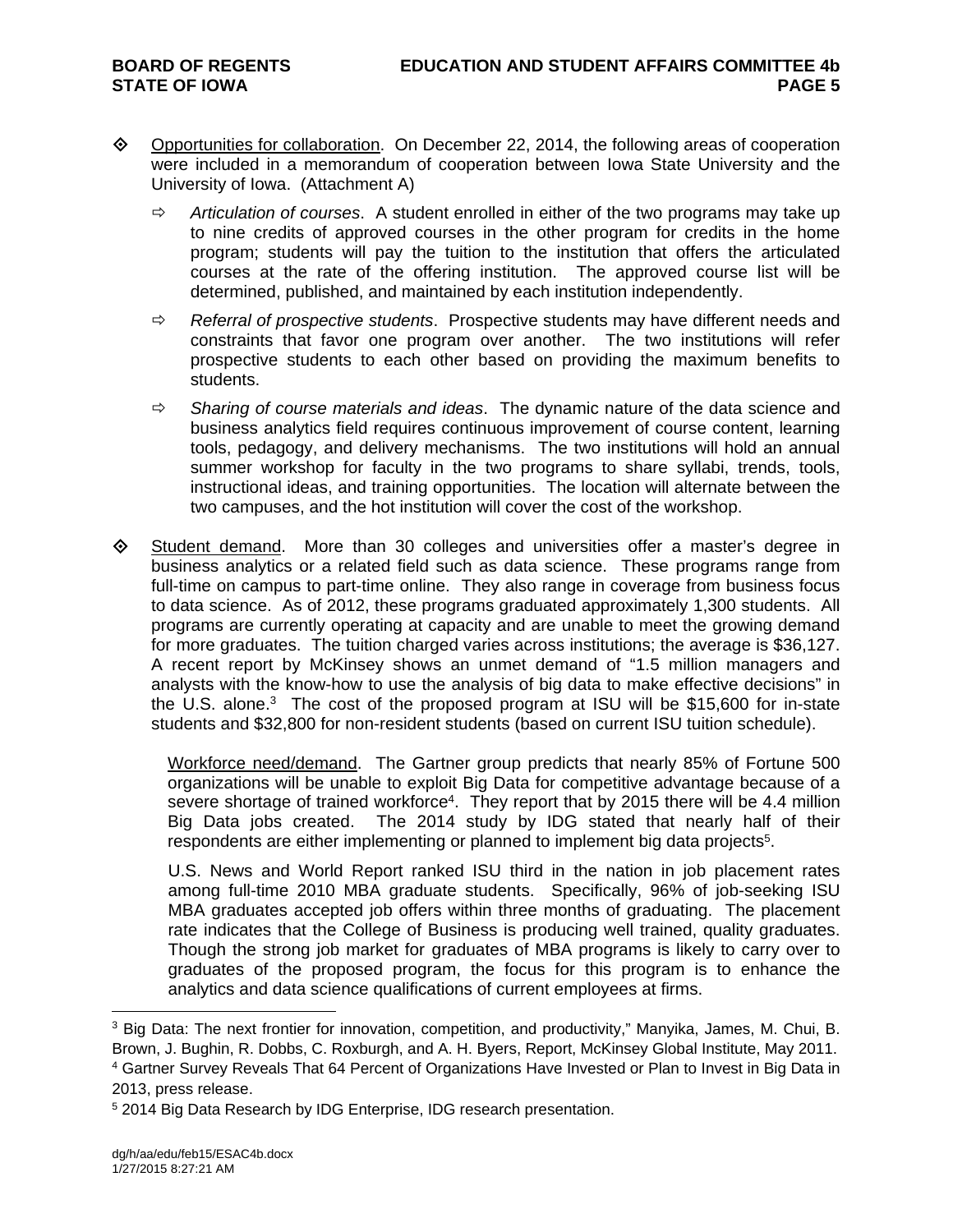- Opportunities for collaboration. On December 22, 2014, the following areas of cooperation were included in a memorandum of cooperation between Iowa State University and the University of Iowa. (Attachment A)

  - *Articulation of courses*. A student enrolled in either of the two programs may take up to nine credits of approved courses in the other program for credits in the home program; students will pay the tuition to the institution that offers the articulated courses at the rate of the offering institution. The approved course list will be determined, published, and maintained by each institution independently.

  - *Referral of prospective students*. Prospective students may have different needs and constraints that favor one program over another. The two institutions will refer prospective students to each other based on providing the maximum benefits to students.

  - *Sharing of course materials and ideas*. The dynamic nature of the data science and business analytics field requires continuous improvement of course content, learning tools, pedagogy, and delivery mechanisms. The two institutions will hold an annual summer workshop for faculty in the two programs to share syllabi, trends, tools, instructional ideas, and training opportunities. The location will alternate between the two campuses, and the hot institution will cover the cost of the workshop.

- Student demand. More than 30 colleges and universities offer a master's degree in business analytics or a related field such as data science. These programs range from full-time on campus to part-time online. They also range in coverage from business focus to data science. As of 2012, these programs graduated approximately 1,300 students. All programs are currently operating at capacity and are unable to meet the growing demand for more graduates. The tuition charged varies across institutions; the average is $36,127. A recent report by McKinsey shows an unmet demand of "1.5 million managers and analysts with the know-how to use the analysis of big data to make effective decisions" in the U.S. alone.[3] The cost of the proposed program at ISU will be $15,600 for in-state students and $32,800 for non-resident students (based on current ISU tuition schedule).

  Workforce need/demand. The Gartner group predicts that nearly 85% of Fortune 500 organizations will be unable to exploit Big Data for competitive advantage because of a severe shortage of trained workforce[4]. They report that by 2015 there will be 4.4 million Big Data jobs created. The 2014 study by IDG stated that nearly half of their respondents are either implementing or planned to implement big data projects[5].

  U.S. News and World Report ranked ISU third in the nation in job placement rates among full-time 2010 MBA graduate students. Specifically, 96% of job-seeking ISU MBA graduates accepted job offers within three months of graduating. The placement rate indicates that the College of Business is producing well trained, quality graduates. Though the strong job market for graduates of MBA programs is likely to carry over to graduates of the proposed program, the focus for this program is to enhance the analytics and data science qualifications of current employees at firms.

---

[3] Big Data: The next frontier for innovation, competition, and productivity," Manyika, James, M. Chui, B. Brown, J. Bughin, R. Dobbs, C. Roxburgh, and A. H. Byers, Report, McKinsey Global Institute, May 2011.

[4] Gartner Survey Reveals That 64 Percent of Organizations Have Invested or Plan to Invest in Big Data in 2013, press release.

[5] 2014 Big Data Research by IDG Enterprise, IDG research presentation.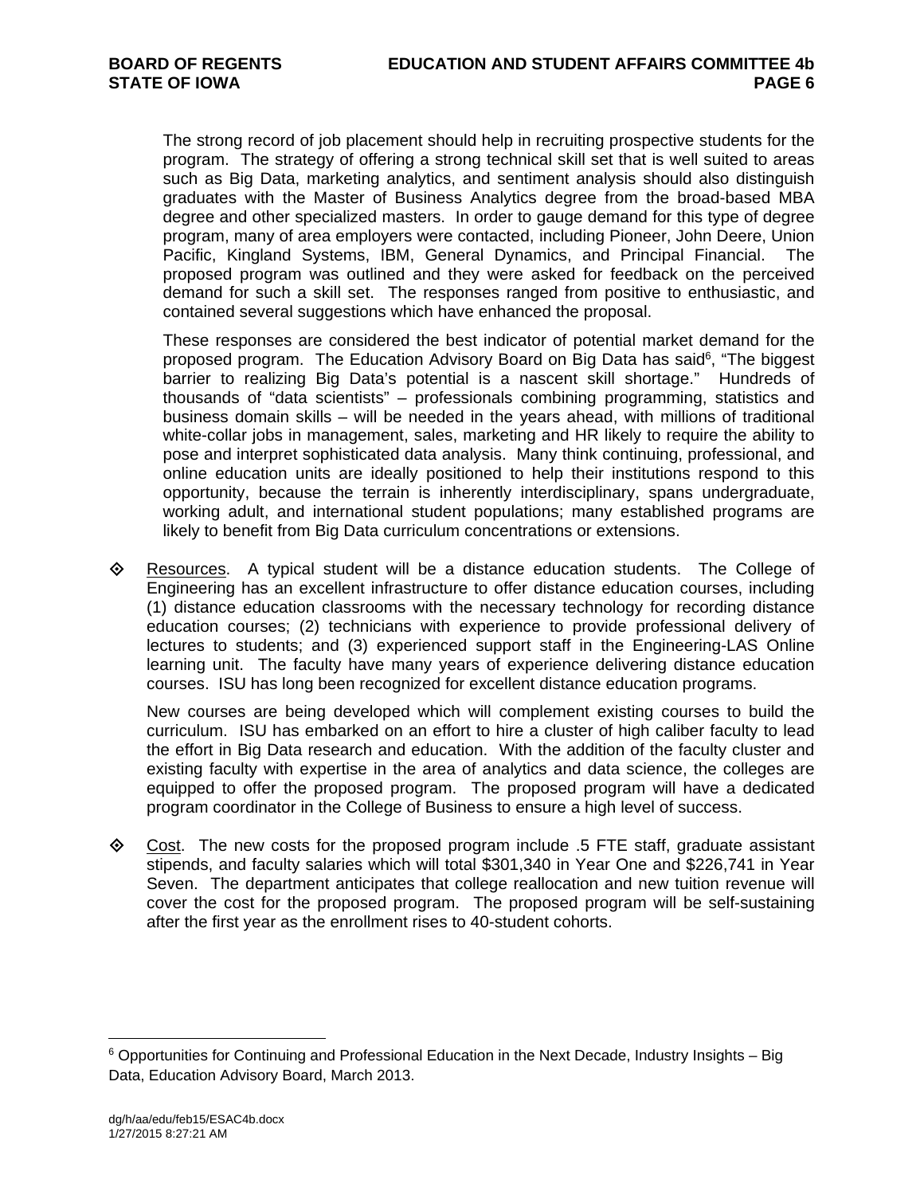The strong record of job placement should help in recruiting prospective students for the program. The strategy of offering a strong technical skill set that is well suited to areas such as Big Data, marketing analytics, and sentiment analysis should also distinguish graduates with the Master of Business Analytics degree from the broad-based MBA degree and other specialized masters. In order to gauge demand for this type of degree program, many of area employers were contacted, including Pioneer, John Deere, Union Pacific, Kingland Systems, IBM, General Dynamics, and Principal Financial. The proposed program was outlined and they were asked for feedback on the perceived demand for such a skill set. The responses ranged from positive to enthusiastic, and contained several suggestions which have enhanced the proposal.

These responses are considered the best indicator of potential market demand for the proposed program. The Education Advisory Board on Big Data has said[6], "The biggest barrier to realizing Big Data's potential is a nascent skill shortage." Hundreds of thousands of "data scientists" – professionals combining programming, statistics and business domain skills – will be needed in the years ahead, with millions of traditional white-collar jobs in management, sales, marketing and HR likely to require the ability to pose and interpret sophisticated data analysis. Many think continuing, professional, and online education units are ideally positioned to help their institutions respond to this opportunity, because the terrain is inherently interdisciplinary, spans undergraduate, working adult, and international student populations; many established programs are likely to benefit from Big Data curriculum concentrations or extensions.

- Resources. A typical student will be a distance education students. The College of Engineering has an excellent infrastructure to offer distance education courses, including (1) distance education classrooms with the necessary technology for recording distance education courses; (2) technicians with experience to provide professional delivery of lectures to students; and (3) experienced support staff in the Engineering-LAS Online learning unit. The faculty have many years of experience delivering distance education courses. ISU has long been recognized for excellent distance education programs.

  New courses are being developed which will complement existing courses to build the curriculum. ISU has embarked on an effort to hire a cluster of high caliber faculty to lead the effort in Big Data research and education. With the addition of the faculty cluster and existing faculty with expertise in the area of analytics and data science, the colleges are equipped to offer the proposed program. The proposed program will have a dedicated program coordinator in the College of Business to ensure a high level of success.

- Cost. The new costs for the proposed program include .5 FTE staff, graduate assistant stipends, and faculty salaries which will total $301,340 in Year One and $226,741 in Year Seven. The department anticipates that college reallocation and new tuition revenue will cover the cost for the proposed program. The proposed program will be self-sustaining after the first year as the enrollment rises to 40-student cohorts.

[6] Opportunities for Continuing and Professional Education in the Next Decade, Industry Insights – Big Data, Education Advisory Board, March 2013.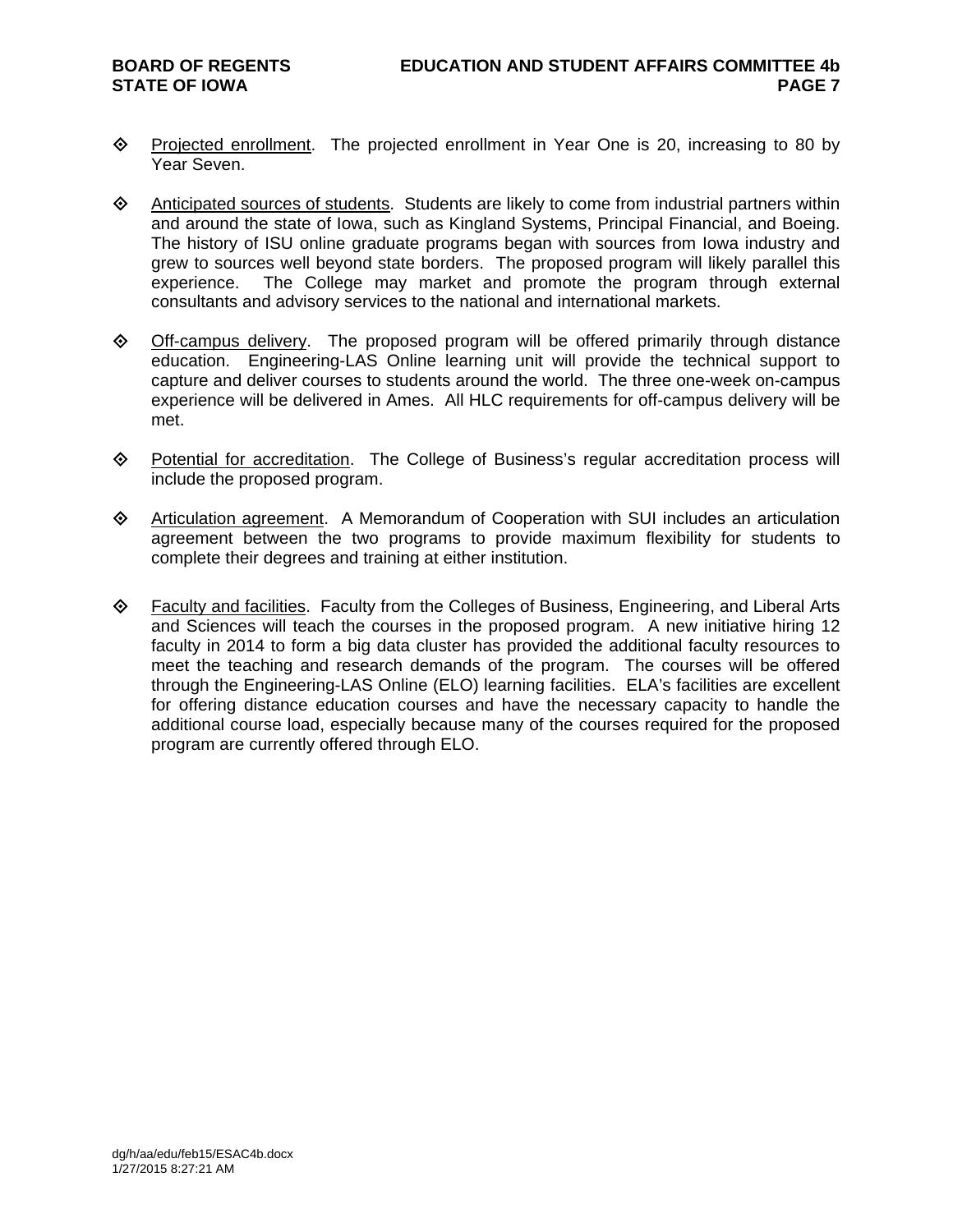- Projected enrollment. The projected enrollment in Year One is 20, increasing to 80 by Year Seven.

- Anticipated sources of students. Students are likely to come from industrial partners within and around the state of Iowa, such as Kingland Systems, Principal Financial, and Boeing. The history of ISU online graduate programs began with sources from Iowa industry and grew to sources well beyond state borders. The proposed program will likely parallel this experience. The College may market and promote the program through external consultants and advisory services to the national and international markets.

- Off-campus delivery. The proposed program will be offered primarily through distance education. Engineering-LAS Online learning unit will provide the technical support to capture and deliver courses to students around the world. The three one-week on-campus experience will be delivered in Ames. All HLC requirements for off-campus delivery will be met.

- Potential for accreditation. The College of Business's regular accreditation process will include the proposed program.

- Articulation agreement. A Memorandum of Cooperation with SUI includes an articulation agreement between the two programs to provide maximum flexibility for students to complete their degrees and training at either institution.

- Faculty and facilities. Faculty from the Colleges of Business, Engineering, and Liberal Arts and Sciences will teach the courses in the proposed program. A new initiative hiring 12 faculty in 2014 to form a big data cluster has provided the additional faculty resources to meet the teaching and research demands of the program. The courses will be offered through the Engineering-LAS Online (ELO) learning facilities. ELA's facilities are excellent for offering distance education courses and have the necessary capacity to handle the additional course load, especially because many of the courses required for the proposed program are currently offered through ELO.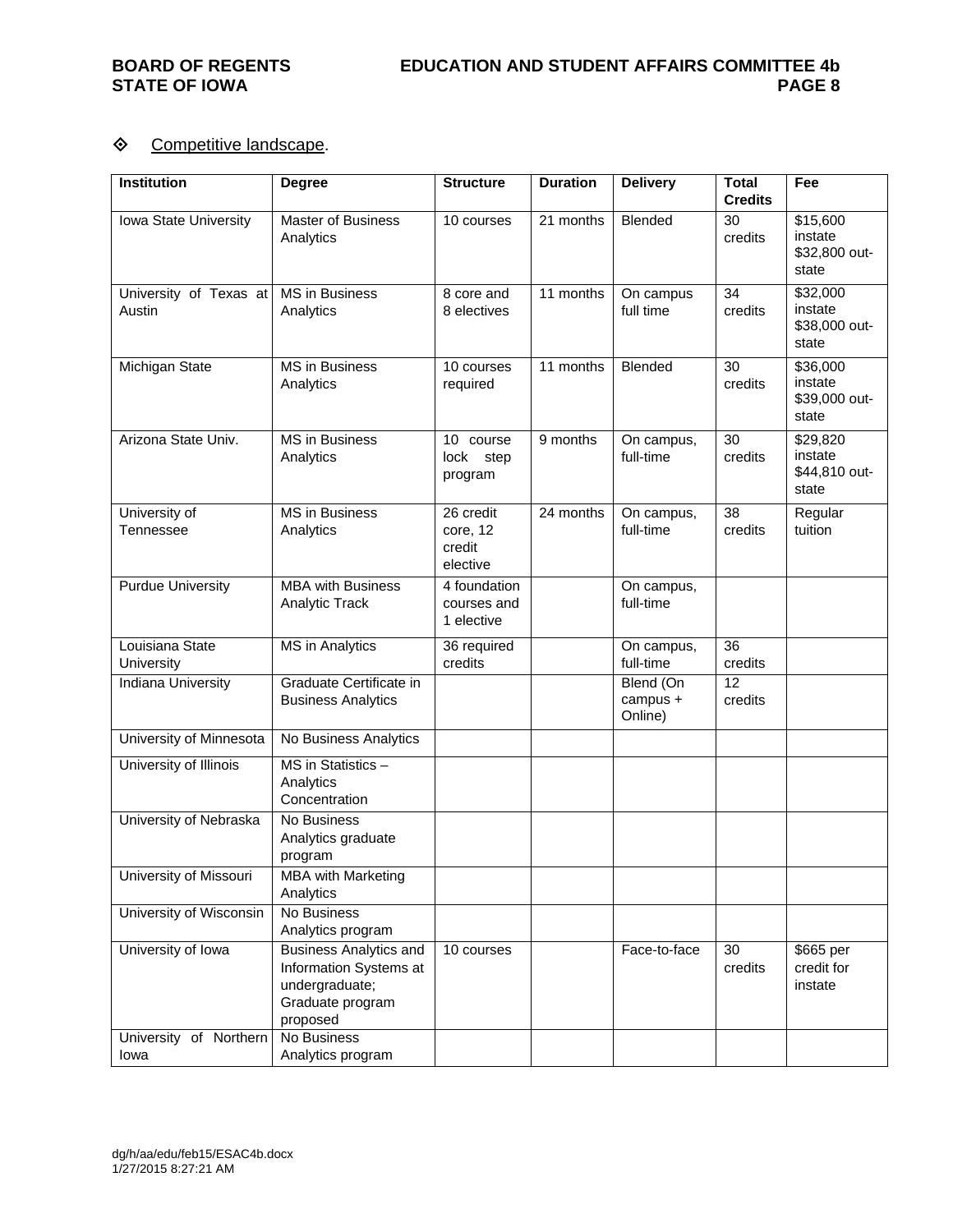❖ Competitive landscape.

| Institution | Degree | Structure | Duration | Delivery | Total Credits | Fee |
|---|---|---|---|---|---|---|
| Iowa State University | Master of Business Analytics | 10 courses | 21 months | Blended | 30 credits | \$15,600 instate \$32,800 out-state |
| University of Texas at Austin | MS in Business Analytics | 8 core and 8 electives | 11 months | On campus full time | 34 credits | \$32,000 instate \$38,000 out-state |
| Michigan State | MS in Business Analytics | 10 courses required | 11 months | Blended | 30 credits | \$36,000 instate \$39,000 out-state |
| Arizona State Univ. | MS in Business Analytics | 10 course lock step program | 9 months | On campus, full-time | 30 credits | \$29,820 instate \$44,810 out-state |
| University of Tennessee | MS in Business Analytics | 26 credit core, 12 credit elective | 24 months | On campus, full-time | 38 credits | Regular tuition |
| Purdue University | MBA with Business Analytic Track | 4 foundation courses and 1 elective | | On campus, full-time | | |
| Louisiana State University | MS in Analytics | 36 required credits | | On campus, full-time | 36 credits | |
| Indiana University | Graduate Certificate in Business Analytics | | | Blend (On campus + Online) | 12 credits | |
| University of Minnesota | No Business Analytics | | | | | |
| University of Illinois | MS in Statistics – Analytics Concentration | | | | | |
| University of Nebraska | No Business Analytics graduate program | | | | | |
| University of Missouri | MBA with Marketing Analytics | | | | | |
| University of Wisconsin | No Business Analytics program | | | | | |
| University of Iowa | Business Analytics and Information Systems at undergraduate; Graduate program proposed | 10 courses | | Face-to-face | 30 credits | \$665 per credit for instate |
| University of Northern Iowa | No Business Analytics program | | | | | |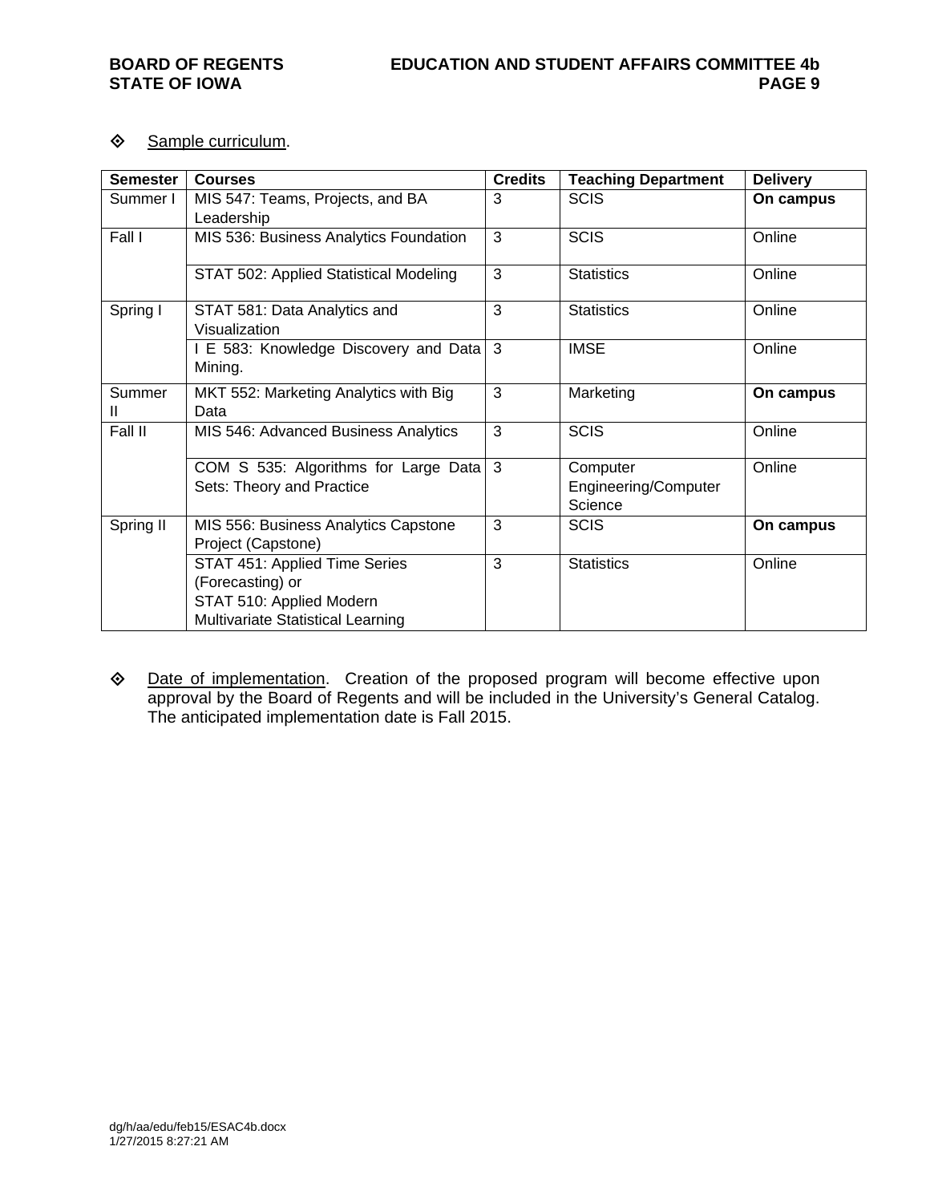❖ Sample curriculum.

| Semester | Courses | Credits | Teaching Department | Delivery |
|---|---|---|---|---|
| Summer I | MIS 547: Teams, Projects, and BA Leadership | 3 | SCIS | **On campus** |
| Fall I | MIS 536: Business Analytics Foundation | 3 | SCIS | Online |
| | STAT 502: Applied Statistical Modeling | 3 | Statistics | Online |
| Spring I | STAT 581: Data Analytics and Visualization | 3 | Statistics | Online |
| | I E 583: Knowledge Discovery and Data Mining. | 3 | IMSE | Online |
| Summer II | MKT 552: Marketing Analytics with Big Data | 3 | Marketing | **On campus** |
| Fall II | MIS 546: Advanced Business Analytics | 3 | SCIS | Online |
| | COM S 535: Algorithms for Large Data Sets: Theory and Practice | 3 | Computer Engineering/Computer Science | Online |
| Spring II | MIS 556: Business Analytics Capstone Project (Capstone) | 3 | SCIS | **On campus** |
| | STAT 451: Applied Time Series (Forecasting) or STAT 510: Applied Modern Multivariate Statistical Learning | 3 | Statistics | Online |

❖ Date of implementation. Creation of the proposed program will become effective upon approval by the Board of Regents and will be included in the University's General Catalog. The anticipated implementation date is Fall 2015.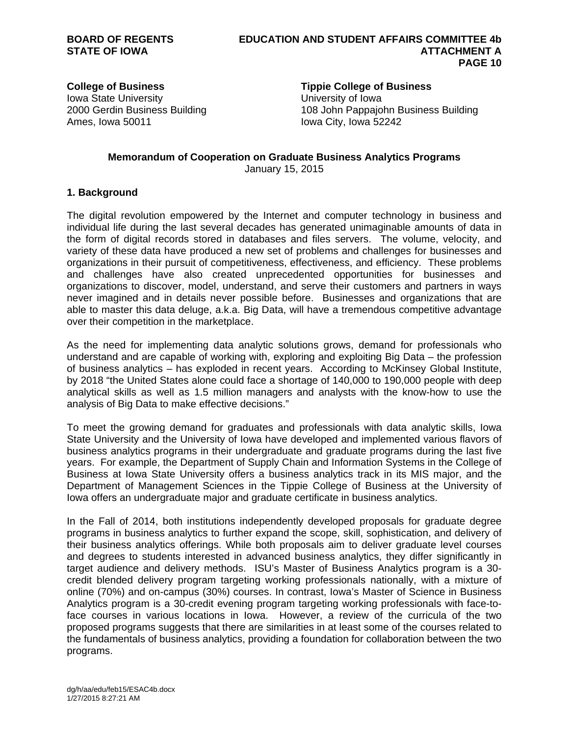**College of Business**
Iowa State University
2000 Gerdin Business Building
Ames, Iowa 50011

**Tippie College of Business**
University of Iowa
108 John Pappajohn Business Building
Iowa City, Iowa 52242

**Memorandum of Cooperation on Graduate Business Analytics Programs**
January 15, 2015

## 1. Background

The digital revolution empowered by the Internet and computer technology in business and individual life during the last several decades has generated unimaginable amounts of data in the form of digital records stored in databases and files servers. The volume, velocity, and variety of these data have produced a new set of problems and challenges for businesses and organizations in their pursuit of competitiveness, effectiveness, and efficiency. These problems and challenges have also created unprecedented opportunities for businesses and organizations to discover, model, understand, and serve their customers and partners in ways never imagined and in details never possible before. Businesses and organizations that are able to master this data deluge, a.k.a. Big Data, will have a tremendous competitive advantage over their competition in the marketplace.

As the need for implementing data analytic solutions grows, demand for professionals who understand and are capable of working with, exploring and exploiting Big Data – the profession of business analytics – has exploded in recent years. According to McKinsey Global Institute, by 2018 "the United States alone could face a shortage of 140,000 to 190,000 people with deep analytical skills as well as 1.5 million managers and analysts with the know-how to use the analysis of Big Data to make effective decisions."

To meet the growing demand for graduates and professionals with data analytic skills, Iowa State University and the University of Iowa have developed and implemented various flavors of business analytics programs in their undergraduate and graduate programs during the last five years. For example, the Department of Supply Chain and Information Systems in the College of Business at Iowa State University offers a business analytics track in its MIS major, and the Department of Management Sciences in the Tippie College of Business at the University of Iowa offers an undergraduate major and graduate certificate in business analytics.

In the Fall of 2014, both institutions independently developed proposals for graduate degree programs in business analytics to further expand the scope, skill, sophistication, and delivery of their business analytics offerings. While both proposals aim to deliver graduate level courses and degrees to students interested in advanced business analytics, they differ significantly in target audience and delivery methods. ISU's Master of Business Analytics program is a 30-credit blended delivery program targeting working professionals nationally, with a mixture of online (70%) and on-campus (30%) courses. In contrast, Iowa's Master of Science in Business Analytics program is a 30-credit evening program targeting working professionals with face-to-face courses in various locations in Iowa. However, a review of the curricula of the two proposed programs suggests that there are similarities in at least some of the courses related to the fundamentals of business analytics, providing a foundation for collaboration between the two programs.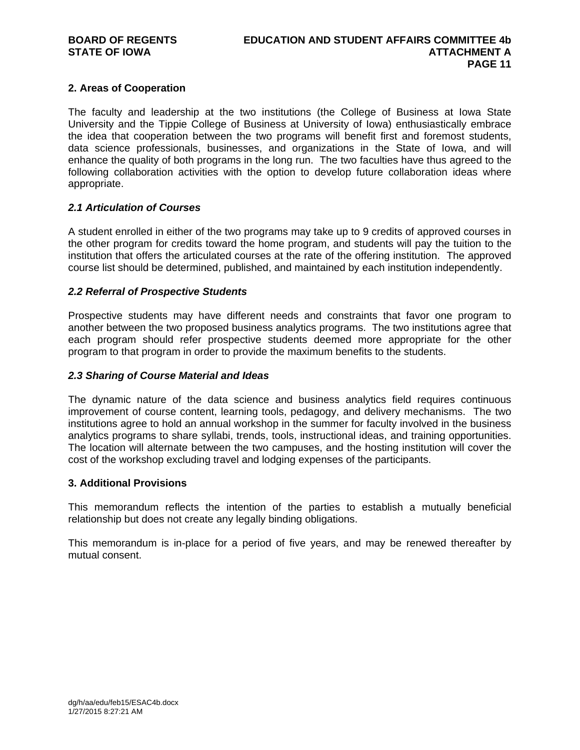## 2. Areas of Cooperation

The faculty and leadership at the two institutions (the College of Business at Iowa State University and the Tippie College of Business at University of Iowa) enthusiastically embrace the idea that cooperation between the two programs will benefit first and foremost students, data science professionals, businesses, and organizations in the State of Iowa, and will enhance the quality of both programs in the long run. The two faculties have thus agreed to the following collaboration activities with the option to develop future collaboration ideas where appropriate.

### *2.1 Articulation of Courses*

A student enrolled in either of the two programs may take up to 9 credits of approved courses in the other program for credits toward the home program, and students will pay the tuition to the institution that offers the articulated courses at the rate of the offering institution. The approved course list should be determined, published, and maintained by each institution independently.

### *2.2 Referral of Prospective Students*

Prospective students may have different needs and constraints that favor one program to another between the two proposed business analytics programs. The two institutions agree that each program should refer prospective students deemed more appropriate for the other program to that program in order to provide the maximum benefits to the students.

### *2.3 Sharing of Course Material and Ideas*

The dynamic nature of the data science and business analytics field requires continuous improvement of course content, learning tools, pedagogy, and delivery mechanisms. The two institutions agree to hold an annual workshop in the summer for faculty involved in the business analytics programs to share syllabi, trends, tools, instructional ideas, and training opportunities. The location will alternate between the two campuses, and the hosting institution will cover the cost of the workshop excluding travel and lodging expenses of the participants.

## 3. Additional Provisions

This memorandum reflects the intention of the parties to establish a mutually beneficial relationship but does not create any legally binding obligations.

This memorandum is in-place for a period of five years, and may be renewed thereafter by mutual consent.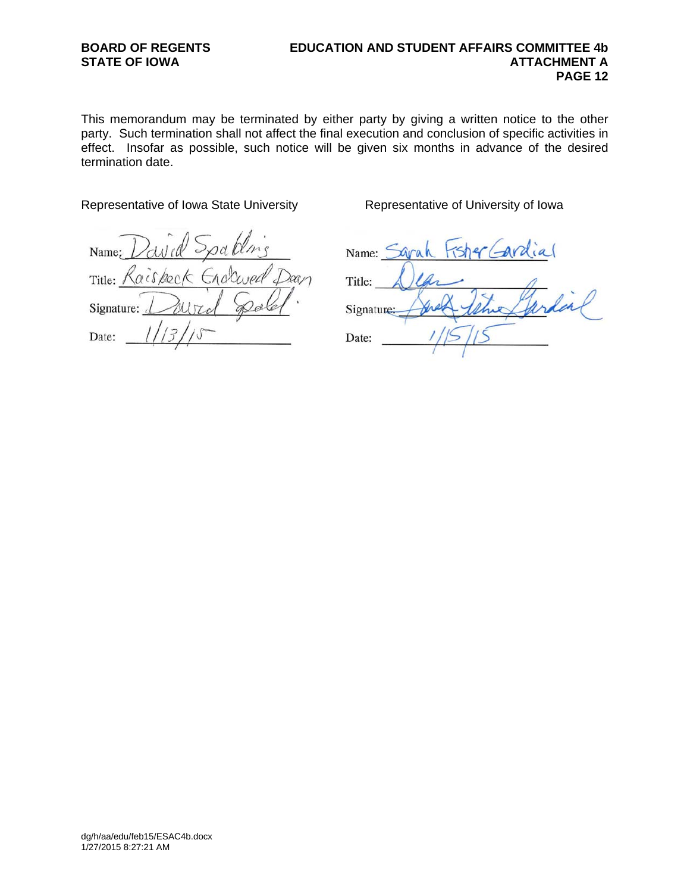This memorandum may be terminated by either party by giving a written notice to the other party. Such termination shall not affect the final execution and conclusion of specific activities in effect. Insofar as possible, such notice will be given six months in advance of the desired termination date.

| Representative of Iowa State University | Representative of University of Iowa |
| --- | --- |
| Name: David Spalding | Name: Sarah Fisher Gardial |
| Title: Raisbeck Endowed Dean | Title: Dean |
| Signature: David Spalding | Signature: Sarah Fisher Gardial |
| Date: 1/13/15 | Date: 1/15/15 |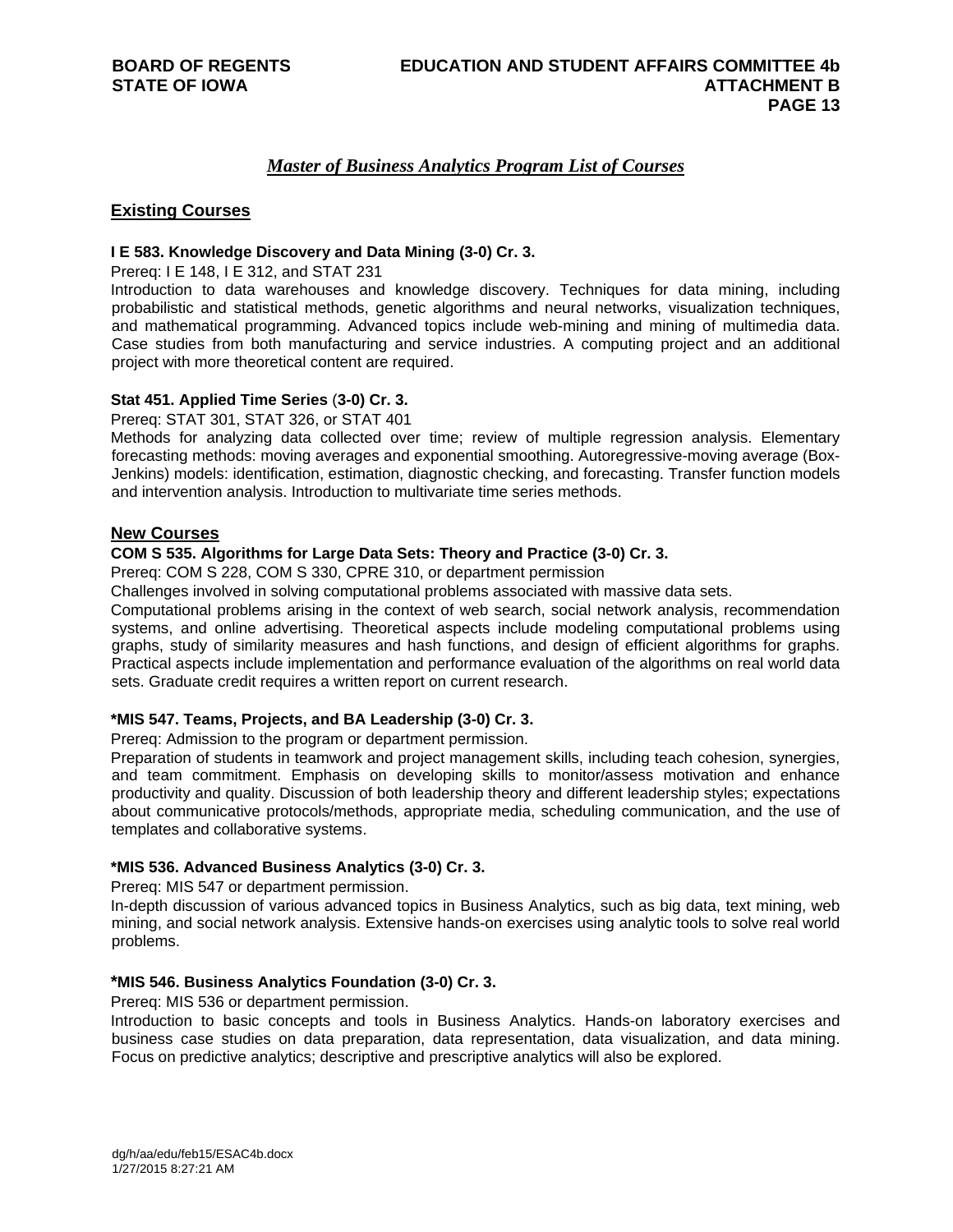## *Master of Business Analytics Program List of Courses*

### Existing Courses

**I E 583. Knowledge Discovery and Data Mining (3-0) Cr. 3.**

Prereq: I E 148, I E 312, and STAT 231

Introduction to data warehouses and knowledge discovery. Techniques for data mining, including probabilistic and statistical methods, genetic algorithms and neural networks, visualization techniques, and mathematical programming. Advanced topics include web-mining and mining of multimedia data. Case studies from both manufacturing and service industries. A computing project and an additional project with more theoretical content are required.

**Stat 451. Applied Time Series (3-0) Cr. 3.**

Prereq: STAT 301, STAT 326, or STAT 401

Methods for analyzing data collected over time; review of multiple regression analysis. Elementary forecasting methods: moving averages and exponential smoothing. Autoregressive-moving average (Box-Jenkins) models: identification, estimation, diagnostic checking, and forecasting. Transfer function models and intervention analysis. Introduction to multivariate time series methods.

### New Courses

**COM S 535. Algorithms for Large Data Sets: Theory and Practice (3-0) Cr. 3.**

Prereq: COM S 228, COM S 330, CPRE 310, or department permission

Challenges involved in solving computational problems associated with massive data sets.

Computational problems arising in the context of web search, social network analysis, recommendation systems, and online advertising. Theoretical aspects include modeling computational problems using graphs, study of similarity measures and hash functions, and design of efficient algorithms for graphs. Practical aspects include implementation and performance evaluation of the algorithms on real world data sets. Graduate credit requires a written report on current research.

**\*MIS 547. Teams, Projects, and BA Leadership (3-0) Cr. 3.**

Prereq: Admission to the program or department permission.

Preparation of students in teamwork and project management skills, including teach cohesion, synergies, and team commitment. Emphasis on developing skills to monitor/assess motivation and enhance productivity and quality. Discussion of both leadership theory and different leadership styles; expectations about communicative protocols/methods, appropriate media, scheduling communication, and the use of templates and collaborative systems.

**\*MIS 536. Advanced Business Analytics (3-0) Cr. 3.**

Prereq: MIS 547 or department permission.

In-depth discussion of various advanced topics in Business Analytics, such as big data, text mining, web mining, and social network analysis. Extensive hands-on exercises using analytic tools to solve real world problems.

**\*MIS 546. Business Analytics Foundation (3-0) Cr. 3.**

Prereq: MIS 536 or department permission.

Introduction to basic concepts and tools in Business Analytics. Hands-on laboratory exercises and business case studies on data preparation, data representation, data visualization, and data mining. Focus on predictive analytics; descriptive and prescriptive analytics will also be explored.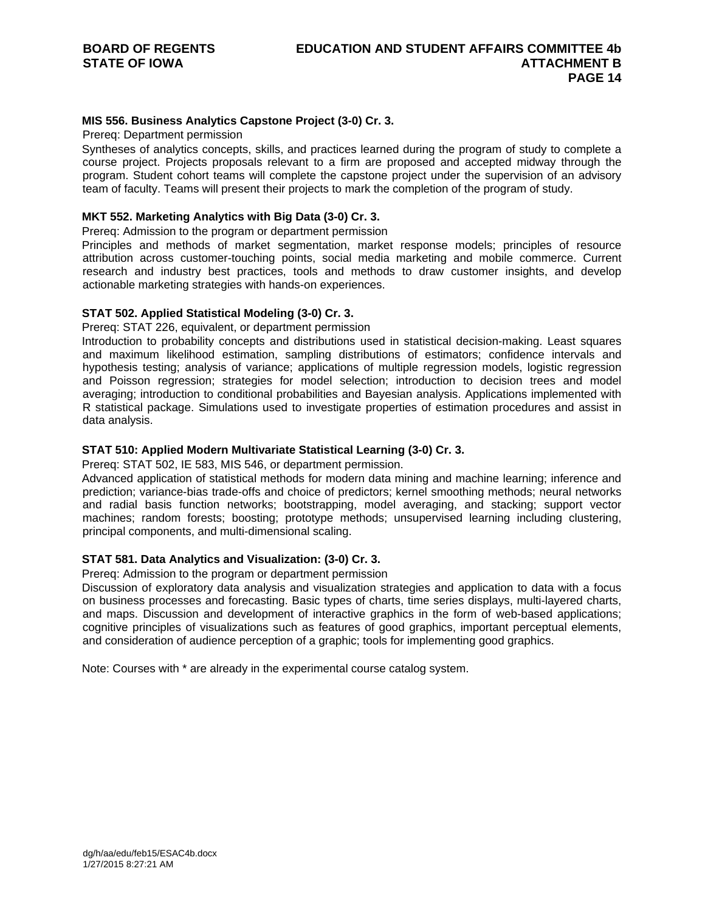**MIS 556. Business Analytics Capstone Project (3-0) Cr. 3.**

Prereq: Department permission

Syntheses of analytics concepts, skills, and practices learned during the program of study to complete a course project. Projects proposals relevant to a firm are proposed and accepted midway through the program. Student cohort teams will complete the capstone project under the supervision of an advisory team of faculty. Teams will present their projects to mark the completion of the program of study.

**MKT 552. Marketing Analytics with Big Data (3-0) Cr. 3.**

Prereq: Admission to the program or department permission

Principles and methods of market segmentation, market response models; principles of resource attribution across customer-touching points, social media marketing and mobile commerce. Current research and industry best practices, tools and methods to draw customer insights, and develop actionable marketing strategies with hands-on experiences.

**STAT 502. Applied Statistical Modeling (3-0) Cr. 3.**

Prereq: STAT 226, equivalent, or department permission

Introduction to probability concepts and distributions used in statistical decision-making. Least squares and maximum likelihood estimation, sampling distributions of estimators; confidence intervals and hypothesis testing; analysis of variance; applications of multiple regression models, logistic regression and Poisson regression; strategies for model selection; introduction to decision trees and model averaging; introduction to conditional probabilities and Bayesian analysis. Applications implemented with R statistical package. Simulations used to investigate properties of estimation procedures and assist in data analysis.

**STAT 510: Applied Modern Multivariate Statistical Learning (3-0) Cr. 3.**

Prereq: STAT 502, IE 583, MIS 546, or department permission.

Advanced application of statistical methods for modern data mining and machine learning; inference and prediction; variance-bias trade-offs and choice of predictors; kernel smoothing methods; neural networks and radial basis function networks; bootstrapping, model averaging, and stacking; support vector machines; random forests; boosting; prototype methods; unsupervised learning including clustering, principal components, and multi-dimensional scaling.

**STAT 581. Data Analytics and Visualization: (3-0) Cr. 3.**

Prereq: Admission to the program or department permission

Discussion of exploratory data analysis and visualization strategies and application to data with a focus on business processes and forecasting. Basic types of charts, time series displays, multi-layered charts, and maps. Discussion and development of interactive graphics in the form of web-based applications; cognitive principles of visualizations such as features of good graphics, important perceptual elements, and consideration of audience perception of a graphic; tools for implementing good graphics.

Note: Courses with * are already in the experimental course catalog system.